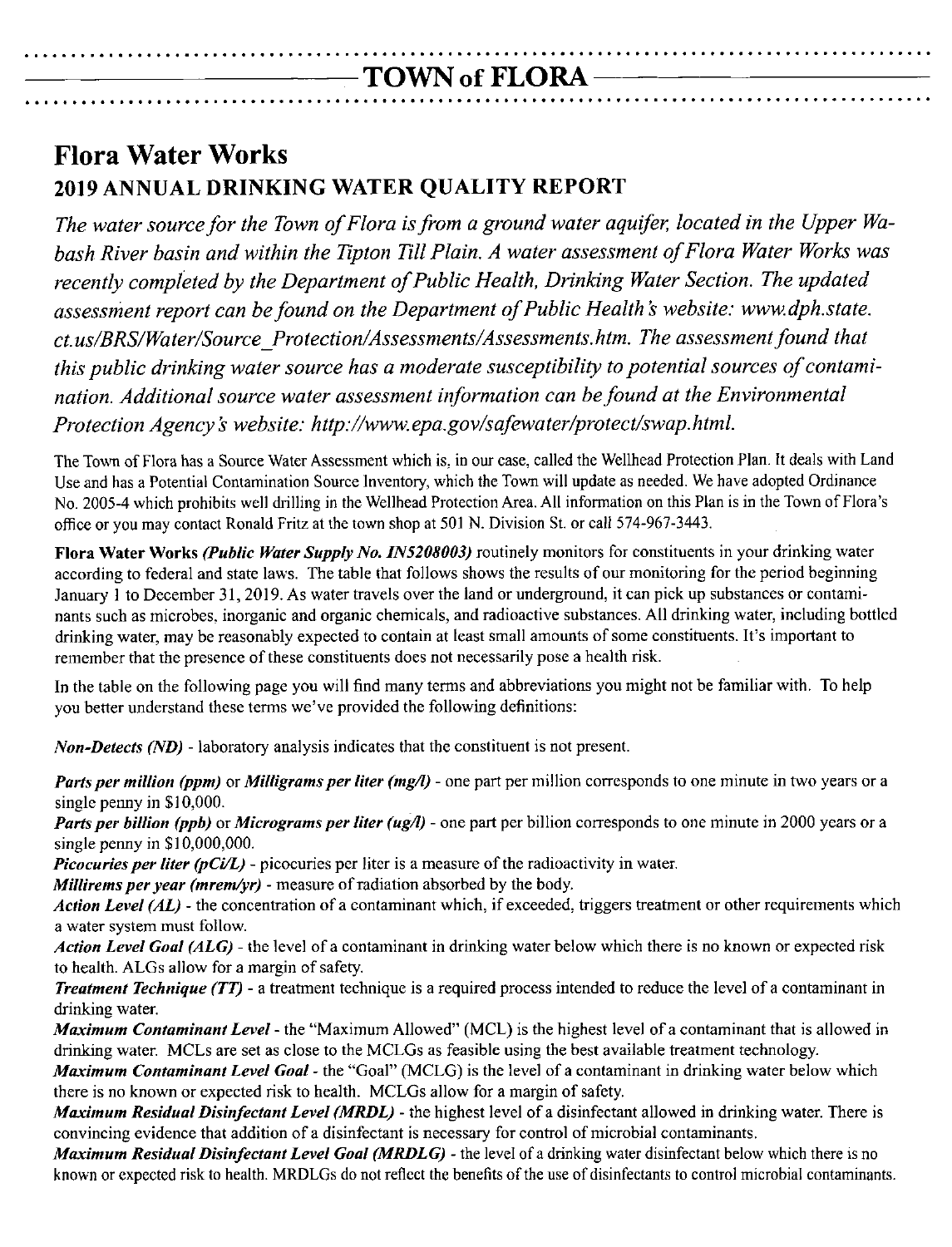# TOWN of FLORA

## Flora Water Works

### 2019 ANNUAL DRINKING WATER QUALITY REPORT

*The water source for the Town of Flora is from a ground water aquifer, located in the Upper Wabash River basin and within the Tipton Till Plain. A water assessment of Flora Water Works was recently completed by the Department of Public Health, Drinking Water Section. The updated assessment report can be found on the Department of Public Health's website: www.dph.state.ct.us/BRS/Water/Source_Protection/Assessments/Assessments.htm. The assessment found that this public drinking water source has a moderate susceptibility to potential sources of contamination. Additional source water assessment information can be found at the Environmental Protection Agency's website: http://www.epa.gov/safewater/protect/swap.html.*

The Town of Flora has a Source Water Assessment which is, in our case, called the Wellhead Protection Plan. It deals with Land Use and has a Potential Contamination Source Inventory, which the Town will update as needed. We have adopted Ordinance No. 2005-4 which prohibits well drilling in the Wellhead Protection Area. All information on this Plan is in the Town of Flora's office or you may contact Ronald Fritz at the town shop at 501 N. Division St. or call 574-967-3443.

**Flora Water Works** ***(Public Water Supply No. IN5208003)*** routinely monitors for constituents in your drinking water according to federal and state laws. The table that follows shows the results of our monitoring for the period beginning January 1 to December 31, 2019. As water travels over the land or underground, it can pick up substances or contaminants such as microbes, inorganic and organic chemicals, and radioactive substances. All drinking water, including bottled drinking water, may be reasonably expected to contain at least small amounts of some constituents. It's important to remember that the presence of these constituents does not necessarily pose a health risk.

In the table on the following page you will find many terms and abbreviations you might not be familiar with. To help you better understand these terms we've provided the following definitions:

***Non-Detects (ND)*** - laboratory analysis indicates that the constituent is not present.

***Parts per million (ppm)*** or ***Milligrams per liter (mg/l)*** - one part per million corresponds to one minute in two years or a single penny in $10,000.

***Parts per billion (ppb)*** or ***Micrograms per liter (ug/l)*** - one part per billion corresponds to one minute in 2000 years or a single penny in $10,000,000.

***Picocuries per liter (pCi/L)*** - picocuries per liter is a measure of the radioactivity in water.

***Millirems per year (mrem/yr)*** - measure of radiation absorbed by the body.

***Action Level (AL)*** - the concentration of a contaminant which, if exceeded, triggers treatment or other requirements which a water system must follow.

***Action Level Goal (ALG)*** - the level of a contaminant in drinking water below which there is no known or expected risk to health. ALGs allow for a margin of safety.

***Treatment Technique (TT)*** - a treatment technique is a required process intended to reduce the level of a contaminant in drinking water.

***Maximum Contaminant Level*** - the "Maximum Allowed" (MCL) is the highest level of a contaminant that is allowed in drinking water. MCLs are set as close to the MCLGs as feasible using the best available treatment technology.

***Maximum Contaminant Level Goal*** - the "Goal" (MCLG) is the level of a contaminant in drinking water below which there is no known or expected risk to health. MCLGs allow for a margin of safety.

***Maximum Residual Disinfectant Level (MRDL)*** - the highest level of a disinfectant allowed in drinking water. There is convincing evidence that addition of a disinfectant is necessary for control of microbial contaminants.

***Maximum Residual Disinfectant Level Goal (MRDLG)*** - the level of a drinking water disinfectant below which there is no known or expected risk to health. MRDLGs do not reflect the benefits of the use of disinfectants to control microbial contaminants.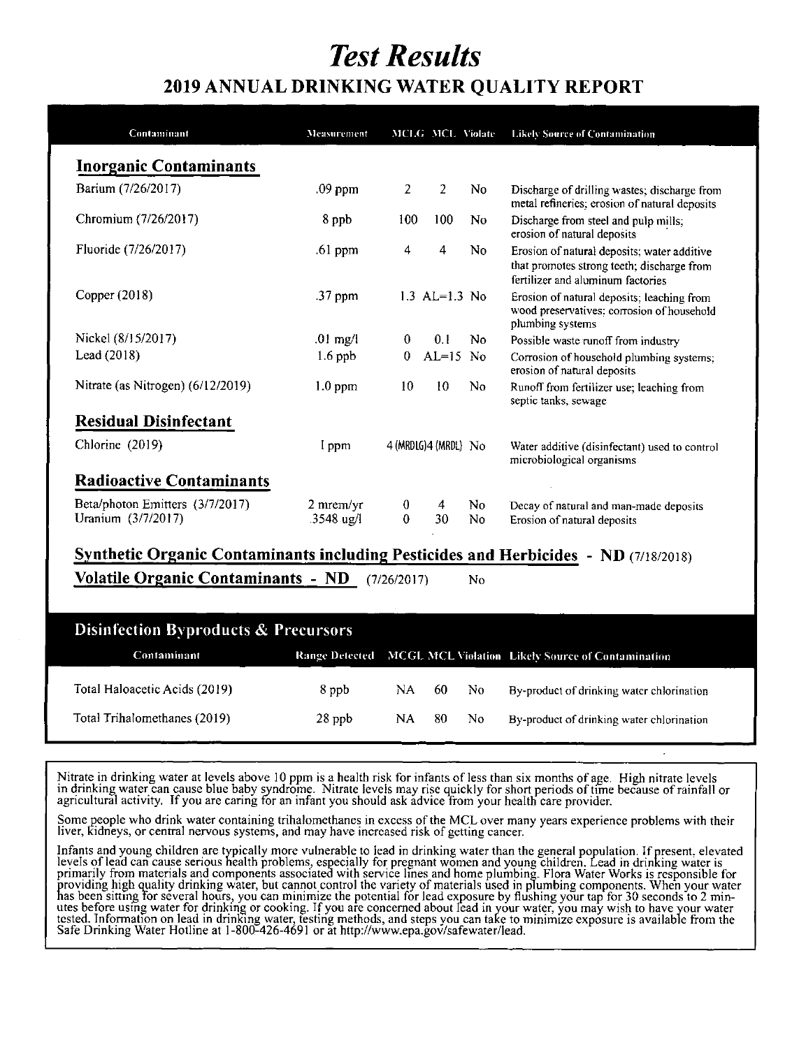# *Test Results*

## 2019 ANNUAL DRINKING WATER QUALITY REPORT

| Contaminant | Measurement | MCLG | MCL | Violate | Likely Source of Contamination |
|---|---|---|---|---|---|
| **Inorganic Contaminants** | | | | | |
| Barium (7/26/2017) | .09 ppm | 2 | 2 | No | Discharge of drilling wastes; discharge from metal refineries; erosion of natural deposits |
| Chromium (7/26/2017) | 8 ppb | 100 | 100 | No | Discharge from steel and pulp mills; erosion of natural deposits |
| Fluoride (7/26/2017) | .61 ppm | 4 | 4 | No | Erosion of natural deposits; water additive that promotes strong teeth; discharge from fertilizer and aluminum factories |
| Copper (2018) | .37 ppm | 1.3 | AL=1.3 | No | Erosion of natural deposits; leaching from wood preservatives; corrosion of household plumbing systems |
| Nickel (8/15/2017) | .01 mg/l | 0 | 0.1 | No | Possible waste runoff from industry |
| Lead (2018) | 1.6 ppb | 0 | AL=15 | No | Corrosion of household plumbing systems; erosion of natural deposits |
| Nitrate (as Nitrogen) (6/12/2019) | 1.0 ppm | 10 | 10 | No | Runoff from fertilizer use; leaching from septic tanks, sewage |
| **Residual Disinfectant** | | | | | |
| Chlorine (2019) | 1 ppm | 4 (MRDLG) | 4 (MRDL) | No | Water additive (disinfectant) used to control microbiological organisms |
| **Radioactive Contaminants** | | | | | |
| Beta/photon Emitters (3/7/2017) | 2 mrem/yr | 0 | 4 | No | Decay of natural and man-made deposits |
| Uranium (3/7/2017) | .3548 ug/l | 0 | 30 | No | Erosion of natural deposits |

**Synthetic Organic Contaminants including Pesticides and Herbicides - ND** (7/18/2018)

**Volatile Organic Contaminants - ND** (7/26/2017) No

### Disinfection Byproducts & Precursors

| Contaminant | Range Detected | MCGL | MCL | Violation | Likely Source of Contamination |
|---|---|---|---|---|---|
| Total Haloacetic Acids (2019) | 8 ppb | NA | 60 | No | By-product of drinking water chlorination |
| Total Trihalomethanes (2019) | 28 ppb | NA | 80 | No | By-product of drinking water chlorination |

Nitrate in drinking water at levels above 10 ppm is a health risk for infants of less than six months of age. High nitrate levels in drinking water can cause blue baby syndrome. Nitrate levels may rise quickly for short periods of time because of rainfall or agricultural activity. If you are caring for an infant you should ask advice from your health care provider.

Some people who drink water containing trihalomethanes in excess of the MCL over many years experience problems with their liver, kidneys, or central nervous systems, and may have increased risk of getting cancer.

Infants and young children are typically more vulnerable to lead in drinking water than the general population. If present, elevated levels of lead can cause serious health problems, especially for pregnant women and young children. Lead in drinking water is primarily from materials and components associated with service lines and home plumbing. Flora Water Works is responsible for providing high quality drinking water, but cannot control the variety of materials used in plumbing components. When your water has been sitting for several hours, you can minimize the potential for lead exposure by flushing your tap for 30 seconds to 2 minutes before using water for drinking or cooking. If you are concerned about lead in your water, you may wish to have your water tested. Information on lead in drinking water, testing methods, and steps you can take to minimize exposure is available from the Safe Drinking Water Hotline at 1-800-426-4691 or at http://www.epa.gov/safewater/lead.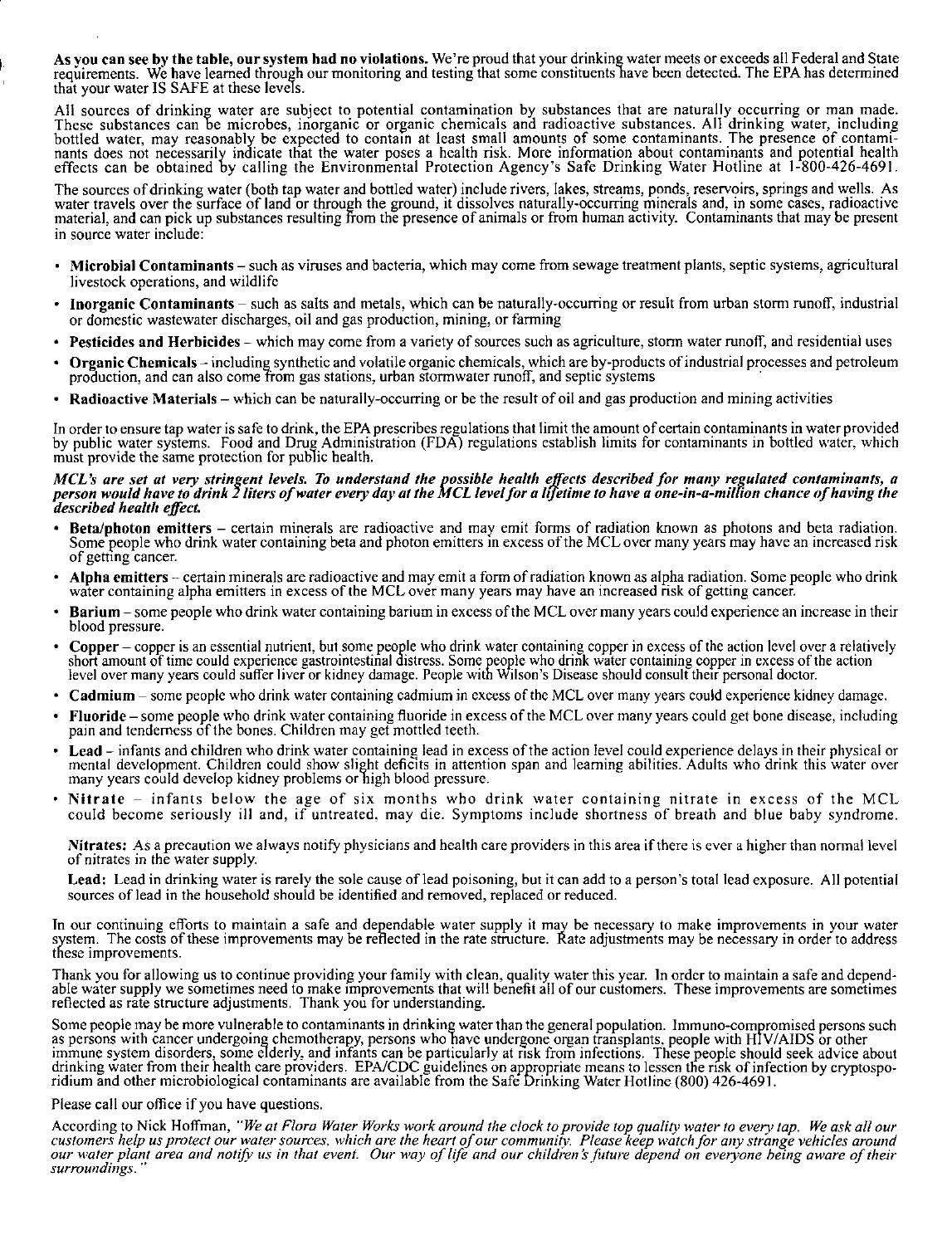**As you can see by the table, our system had no violations.** We're proud that your drinking water meets or exceeds all Federal and State requirements. We have learned through our monitoring and testing that some constituents have been detected. The EPA has determined that your water IS SAFE at these levels.

All sources of drinking water are subject to potential contamination by substances that are naturally occurring or man made. These substances can be microbes, inorganic or organic chemicals and radioactive substances. All drinking water, including bottled water, may reasonably be expected to contain at least small amounts of some contaminants. The presence of contaminants does not necessarily indicate that the water poses a health risk. More information about contaminants and potential health effects can be obtained by calling the Environmental Protection Agency's Safe Drinking Water Hotline at 1-800-426-4691.

The sources of drinking water (both tap water and bottled water) include rivers, lakes, streams, ponds, reservoirs, springs and wells. As water travels over the surface of land or through the ground, it dissolves naturally-occurring minerals and, in some cases, radioactive material, and can pick up substances resulting from the presence of animals or from human activity. Contaminants that may be present in source water include:

- **Microbial Contaminants** – such as viruses and bacteria, which may come from sewage treatment plants, septic systems, agricultural livestock operations, and wildlife
- **Inorganic Contaminants** – such as salts and metals, which can be naturally-occurring or result from urban storm runoff, industrial or domestic wastewater discharges, oil and gas production, mining, or farming
- **Pesticides and Herbicides** – which may come from a variety of sources such as agriculture, storm water runoff, and residential uses
- **Organic Chemicals** – including synthetic and volatile organic chemicals, which are by-products of industrial processes and petroleum production, and can also come from gas stations, urban stormwater runoff, and septic systems
- **Radioactive Materials** – which can be naturally-occurring or be the result of oil and gas production and mining activities

In order to ensure tap water is safe to drink, the EPA prescribes regulations that limit the amount of certain contaminants in water provided by public water systems. Food and Drug Administration (FDA) regulations establish limits for contaminants in bottled water, which must provide the same protection for public health.

***MCL's are set at very stringent levels. To understand the possible health effects described for many regulated contaminants, a person would have to drink 2 liters of water every day at the MCL level for a lifetime to have a one-in-a-million chance of having the described health effect.***

- **Beta/photon emitters** – certain minerals are radioactive and may emit forms of radiation known as photons and beta radiation. Some people who drink water containing beta and photon emitters in excess of the MCL over many years may have an increased risk of getting cancer.
- **Alpha emitters** – certain minerals are radioactive and may emit a form of radiation known as alpha radiation. Some people who drink water containing alpha emitters in excess of the MCL over many years may have an increased risk of getting cancer.
- **Barium** – some people who drink water containing barium in excess of the MCL over many years could experience an increase in their blood pressure.
- **Copper** – copper is an essential nutrient, but some people who drink water containing copper in excess of the action level over a relatively short amount of time could experience gastrointestinal distress. Some people who drink water containing copper in excess of the action level over many years could suffer liver or kidney damage. People with Wilson's Disease should consult their personal doctor.
- **Cadmium** – some people who drink water containing cadmium in excess of the MCL over many years could experience kidney damage.
- **Fluoride** – some people who drink water containing fluoride in excess of the MCL over many years could get bone disease, including pain and tenderness of the bones. Children may get mottled teeth.
- **Lead** – infants and children who drink water containing lead in excess of the action level could experience delays in their physical or mental development. Children could show slight deficits in attention span and learning abilities. Adults who drink this water over many years could develop kidney problems or high blood pressure.
- **Nitrate** – infants below the age of six months who drink water containing nitrate in excess of the MCL could become seriously ill and, if untreated, may die. Symptoms include shortness of breath and blue baby syndrome.

**Nitrates:** As a precaution we always notify physicians and health care providers in this area if there is ever a higher than normal level of nitrates in the water supply.

**Lead:** Lead in drinking water is rarely the sole cause of lead poisoning, but it can add to a person's total lead exposure. All potential sources of lead in the household should be identified and removed, replaced or reduced.

In our continuing efforts to maintain a safe and dependable water supply it may be necessary to make improvements in your water system. The costs of these improvements may be reflected in the rate structure. Rate adjustments may be necessary in order to address these improvements.

Thank you for allowing us to continue providing your family with clean, quality water this year. In order to maintain a safe and dependable water supply we sometimes need to make improvements that will benefit all of our customers. These improvements are sometimes reflected as rate structure adjustments. Thank you for understanding.

Some people may be more vulnerable to contaminants in drinking water than the general population. Immuno-compromised persons such as persons with cancer undergoing chemotherapy, persons who have undergone organ transplants, people with HIV/AIDS or other immune system disorders, some elderly, and infants can be particularly at risk from infections. These people should seek advice about drinking water from their health care providers. EPA/CDC guidelines on appropriate means to lessen the risk of infection by cryptosporidium and other microbiological contaminants are available from the Safe Drinking Water Hotline (800) 426-4691.

Please call our office if you have questions.

According to Nick Hoffman, *"We at Flora Water Works work around the clock to provide top quality water to every tap. We ask all our customers help us protect our water sources, which are the heart of our community. Please keep watch for any strange vehicles around our water plant area and notify us in that event. Our way of life and our children's future depend on everyone being aware of their surroundings."*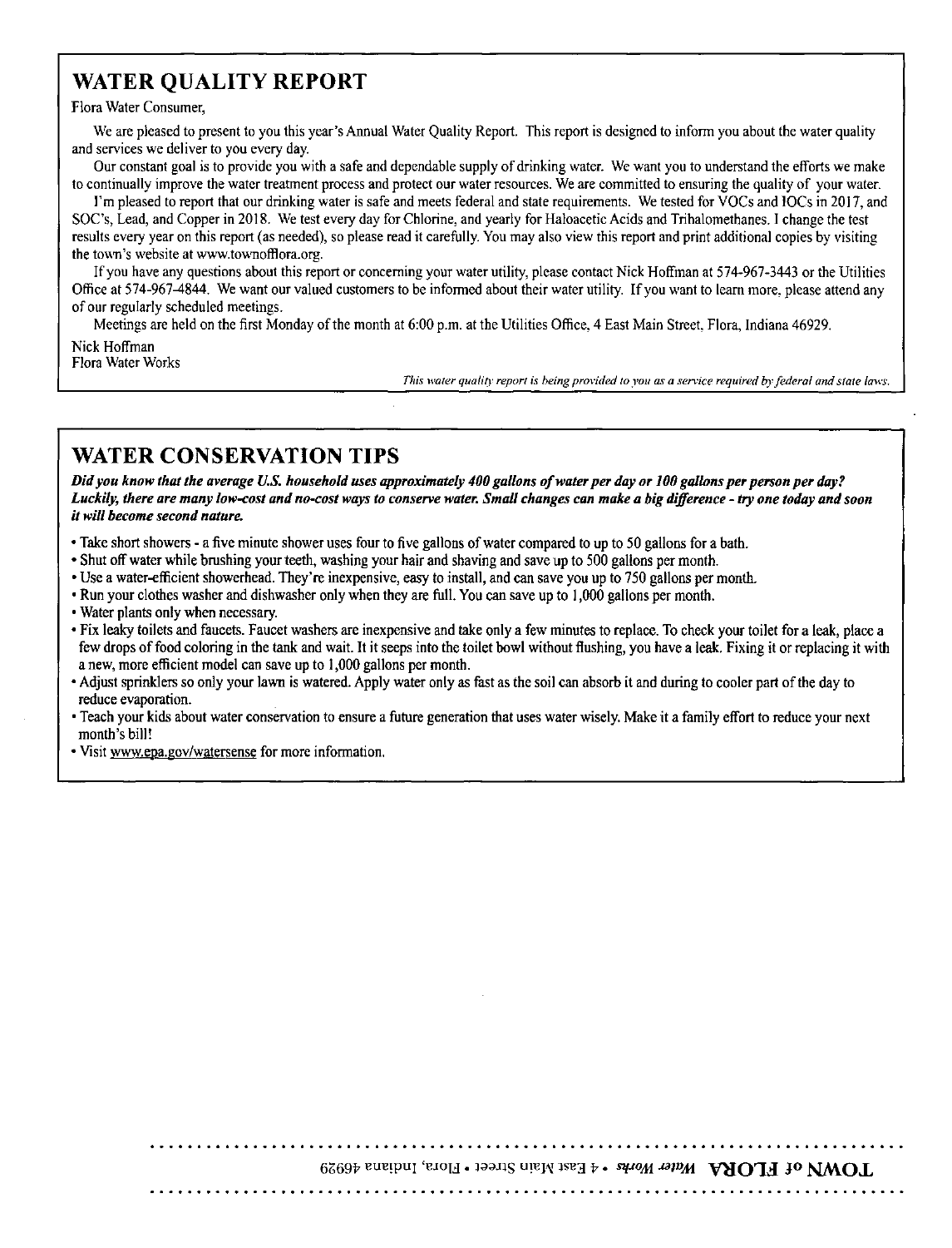## WATER QUALITY REPORT

Flora Water Consumer,

We are pleased to present to you this year's Annual Water Quality Report. This report is designed to inform you about the water quality and services we deliver to you every day.

Our constant goal is to provide you with a safe and dependable supply of drinking water. We want you to understand the efforts we make to continually improve the water treatment process and protect our water resources. We are committed to ensuring the quality of your water.

I'm pleased to report that our drinking water is safe and meets federal and state requirements. We tested for VOCs and IOCs in 2017, and SOC's, Lead, and Copper in 2018. We test every day for Chlorine, and yearly for Haloacetic Acids and Trihalomethanes. I change the test results every year on this report (as needed), so please read it carefully. You may also view this report and print additional copies by visiting the town's website at www.townofflora.org.

If you have any questions about this report or concerning your water utility, please contact Nick Hoffman at 574-967-3443 or the Utilities Office at 574-967-4844. We want our valued customers to be informed about their water utility. If you want to learn more, please attend any of our regularly scheduled meetings.

Meetings are held on the first Monday of the month at 6:00 p.m. at the Utilities Office, 4 East Main Street, Flora, Indiana 46929.

Nick Hoffman
Flora Water Works

*This water quality report is being provided to you as a service required by federal and state laws.*

## WATER CONSERVATION TIPS

***Did you know that the average U.S. household uses approximately 400 gallons of water per day or 100 gallons per person per day? Luckily, there are many low-cost and no-cost ways to conserve water. Small changes can make a big difference - try one today and soon it will become second nature.***

- Take short showers - a five minute shower uses four to five gallons of water compared to up to 50 gallons for a bath.
- Shut off water while brushing your teeth, washing your hair and shaving and save up to 500 gallons per month.
- Use a water-efficient showerhead. They're inexpensive, easy to install, and can save you up to 750 gallons per month.
- Run your clothes washer and dishwasher only when they are full. You can save up to 1,000 gallons per month.
- Water plants only when necessary.
- Fix leaky toilets and faucets. Faucet washers are inexpensive and take only a few minutes to replace. To check your toilet for a leak, place a few drops of food coloring in the tank and wait. It it seeps into the toilet bowl without flushing, you have a leak. Fixing it or replacing it with a new, more efficient model can save up to 1,000 gallons per month.
- Adjust sprinklers so only your lawn is watered. Apply water only as fast as the soil can absorb it and during to cooler part of the day to reduce evaporation.
- Teach your kids about water conservation to ensure a future generation that uses water wisely. Make it a family effort to reduce your next month's bill!
- Visit www.epa.gov/watersense for more information.

TOWN of FLORA *Water Works* • 4 East Main Street • Flora, Indiana 46929